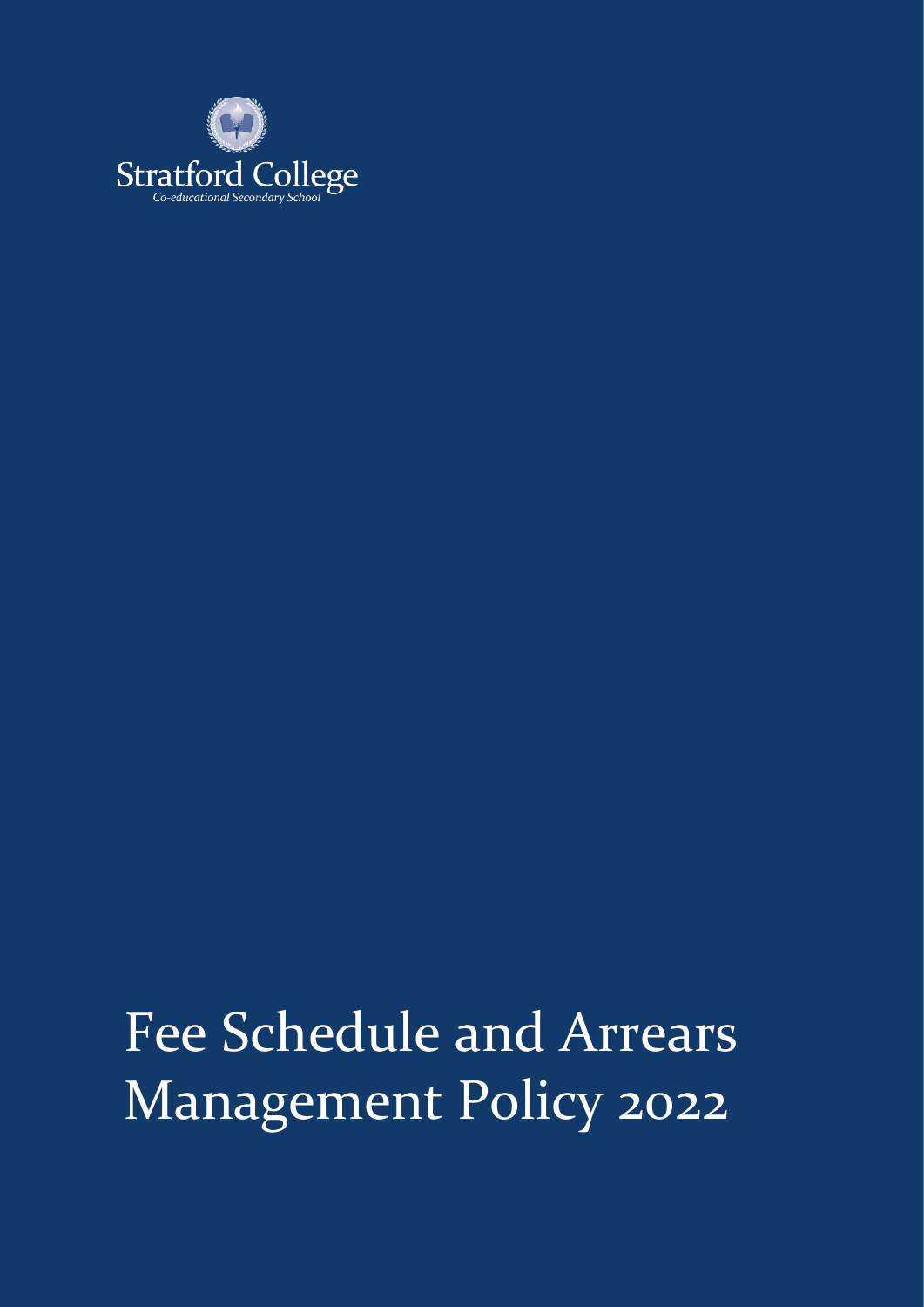Stratford College

*Co-educational Secondary School*

# Fee Schedule and Arrears Management Policy 2022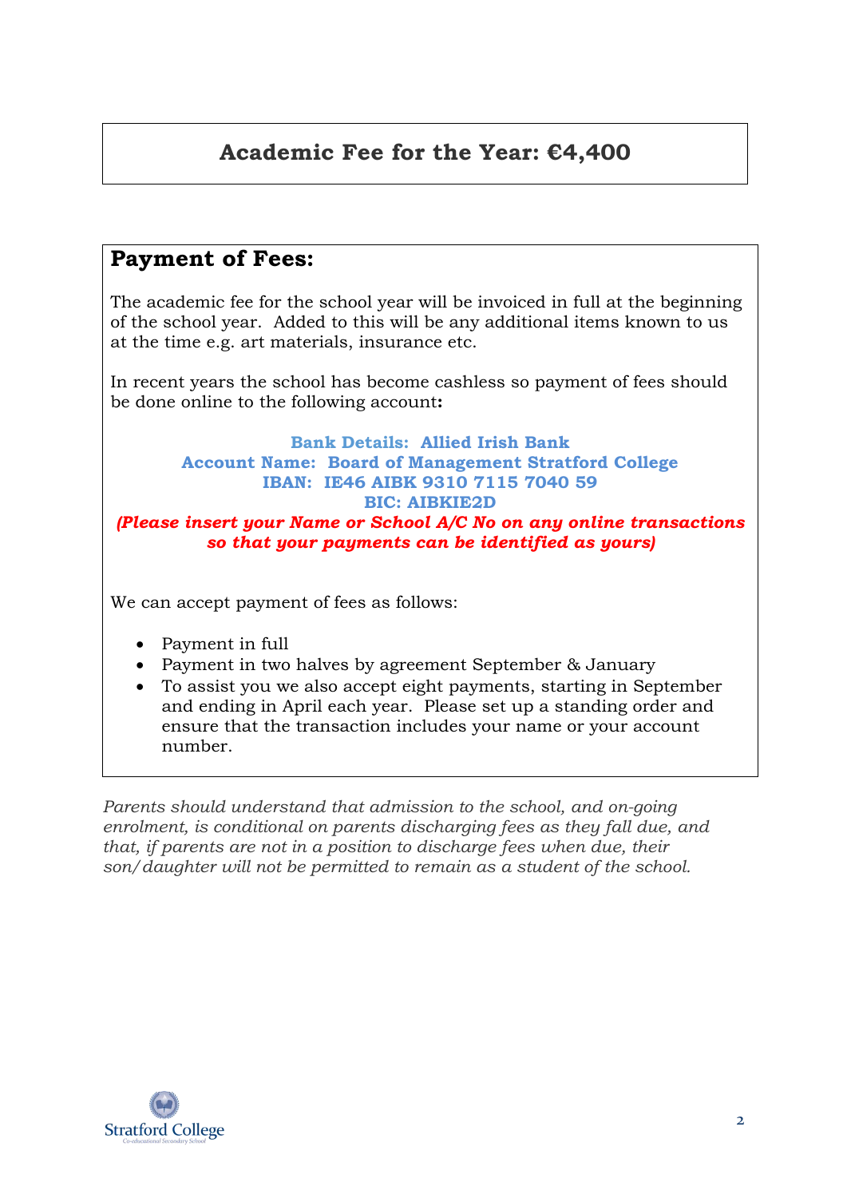## Academic Fee for the Year: €4,400

## Payment of Fees:

The academic fee for the school year will be invoiced in full at the beginning of the school year. Added to this will be any additional items known to us at the time e.g. art materials, insurance etc.

In recent years the school has become cashless so payment of fees should be done online to the following account**:**

**Bank Details: Allied Irish Bank**
**Account Name: Board of Management Stratford College**
**IBAN: IE46 AIBK 9310 7115 7040 59**
**BIC: AIBKIE2D**
***(Please insert your Name or School A/C No on any online transactions so that your payments can be identified as yours)***

We can accept payment of fees as follows:

- Payment in full
- Payment in two halves by agreement September & January
- To assist you we also accept eight payments, starting in September and ending in April each year. Please set up a standing order and ensure that the transaction includes your name or your account number.

*Parents should understand that admission to the school, and on-going enrolment, is conditional on parents discharging fees as they fall due, and that, if parents are not in a position to discharge fees when due, their son/daughter will not be permitted to remain as a student of the school.*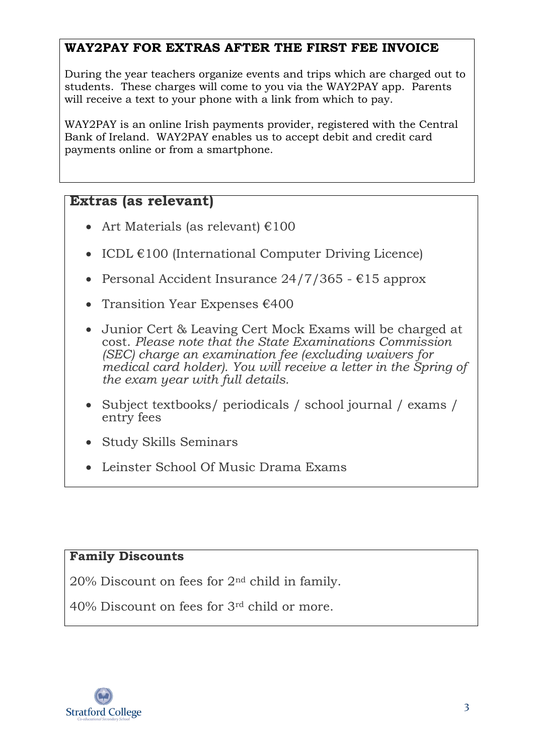## WAY2PAY FOR EXTRAS AFTER THE FIRST FEE INVOICE

During the year teachers organize events and trips which are charged out to students. These charges will come to you via the WAY2PAY app. Parents will receive a text to your phone with a link from which to pay.

WAY2PAY is an online Irish payments provider, registered with the Central Bank of Ireland. WAY2PAY enables us to accept debit and credit card payments online or from a smartphone.

## Extras (as relevant)

- Art Materials (as relevant) €100
- ICDL €100 (International Computer Driving Licence)
- Personal Accident Insurance 24/7/365 - €15 approx
- Transition Year Expenses €400
- Junior Cert & Leaving Cert Mock Exams will be charged at cost. *Please note that the State Examinations Commission (SEC) charge an examination fee (excluding waivers for medical card holder). You will receive a letter in the Spring of the exam year with full details.*
- Subject textbooks/ periodicals / school journal / exams / entry fees
- Study Skills Seminars
- Leinster School Of Music Drama Exams

## Family Discounts

20% Discount on fees for 2nd child in family.

40% Discount on fees for 3rd child or more.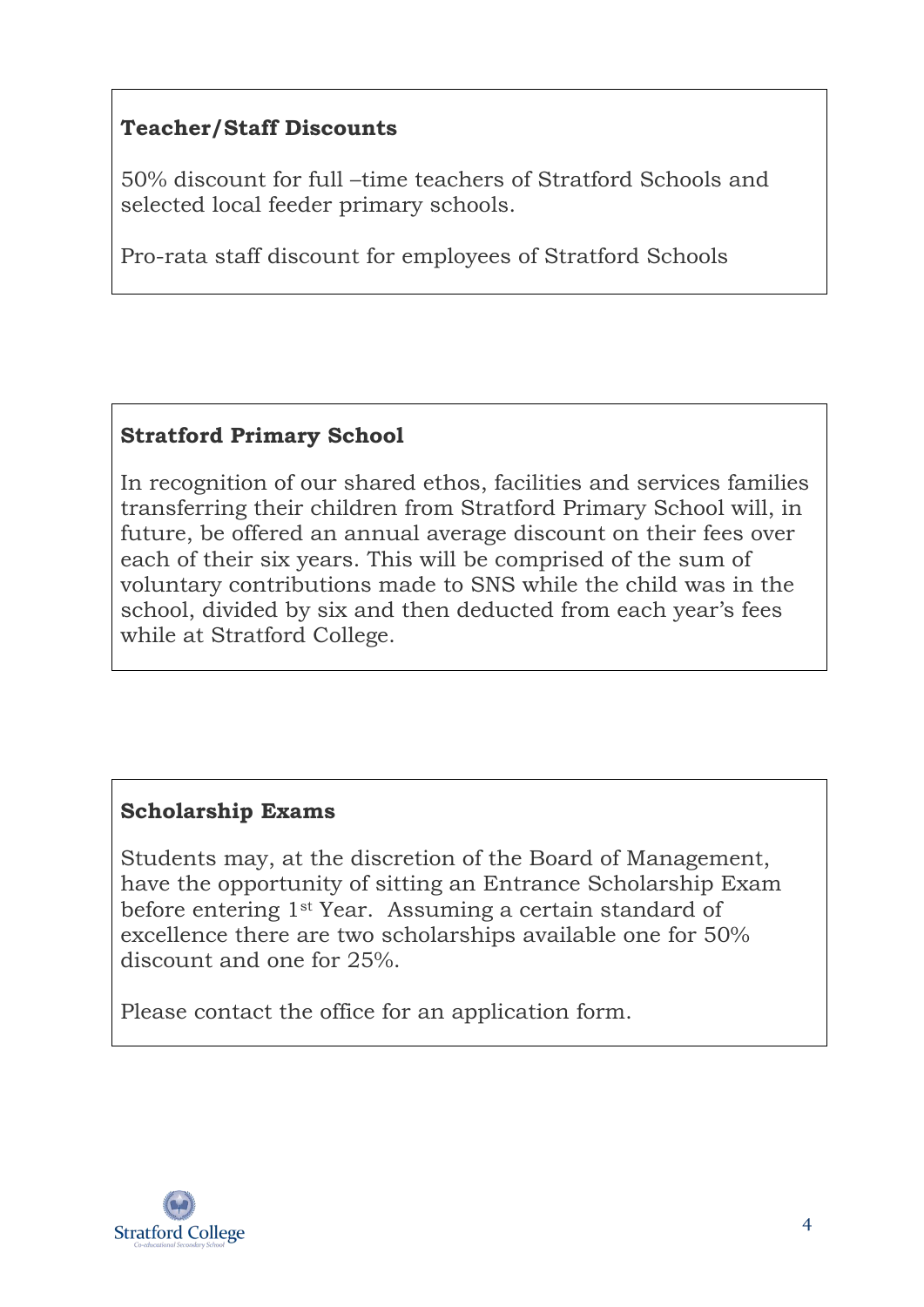**Teacher/Staff Discounts**

50% discount for full –time teachers of Stratford Schools and selected local feeder primary schools.

Pro-rata staff discount for employees of Stratford Schools

**Stratford Primary School**

In recognition of our shared ethos, facilities and services families transferring their children from Stratford Primary School will, in future, be offered an annual average discount on their fees over each of their six years. This will be comprised of the sum of voluntary contributions made to SNS while the child was in the school, divided by six and then deducted from each year's fees while at Stratford College.

**Scholarship Exams**

Students may, at the discretion of the Board of Management, have the opportunity of sitting an Entrance Scholarship Exam before entering 1st Year. Assuming a certain standard of excellence there are two scholarships available one for 50% discount and one for 25%.

Please contact the office for an application form.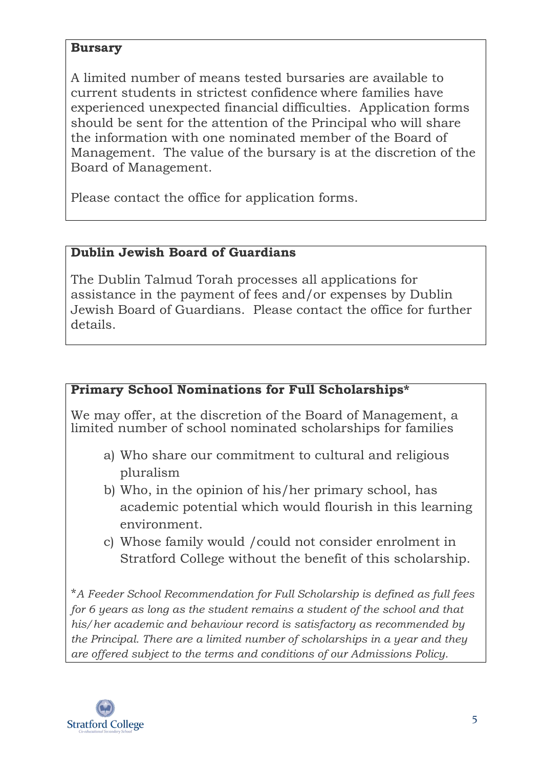### Bursary

A limited number of means tested bursaries are available to current students in strictest confidence where families have experienced unexpected financial difficulties. Application forms should be sent for the attention of the Principal who will share the information with one nominated member of the Board of Management. The value of the bursary is at the discretion of the Board of Management.

Please contact the office for application forms.

### Dublin Jewish Board of Guardians

The Dublin Talmud Torah processes all applications for assistance in the payment of fees and/or expenses by Dublin Jewish Board of Guardians. Please contact the office for further details.

### Primary School Nominations for Full Scholarships*

We may offer, at the discretion of the Board of Management, a limited number of school nominated scholarships for families

a) Who share our commitment to cultural and religious pluralism
b) Who, in the opinion of his/her primary school, has academic potential which would flourish in this learning environment.
c) Whose family would /could not consider enrolment in Stratford College without the benefit of this scholarship.

*\*A Feeder School Recommendation for Full Scholarship is defined as full fees for 6 years as long as the student remains a student of the school and that his/her academic and behaviour record is satisfactory as recommended by the Principal. There are a limited number of scholarships in a year and they are offered subject to the terms and conditions of our Admissions Policy.*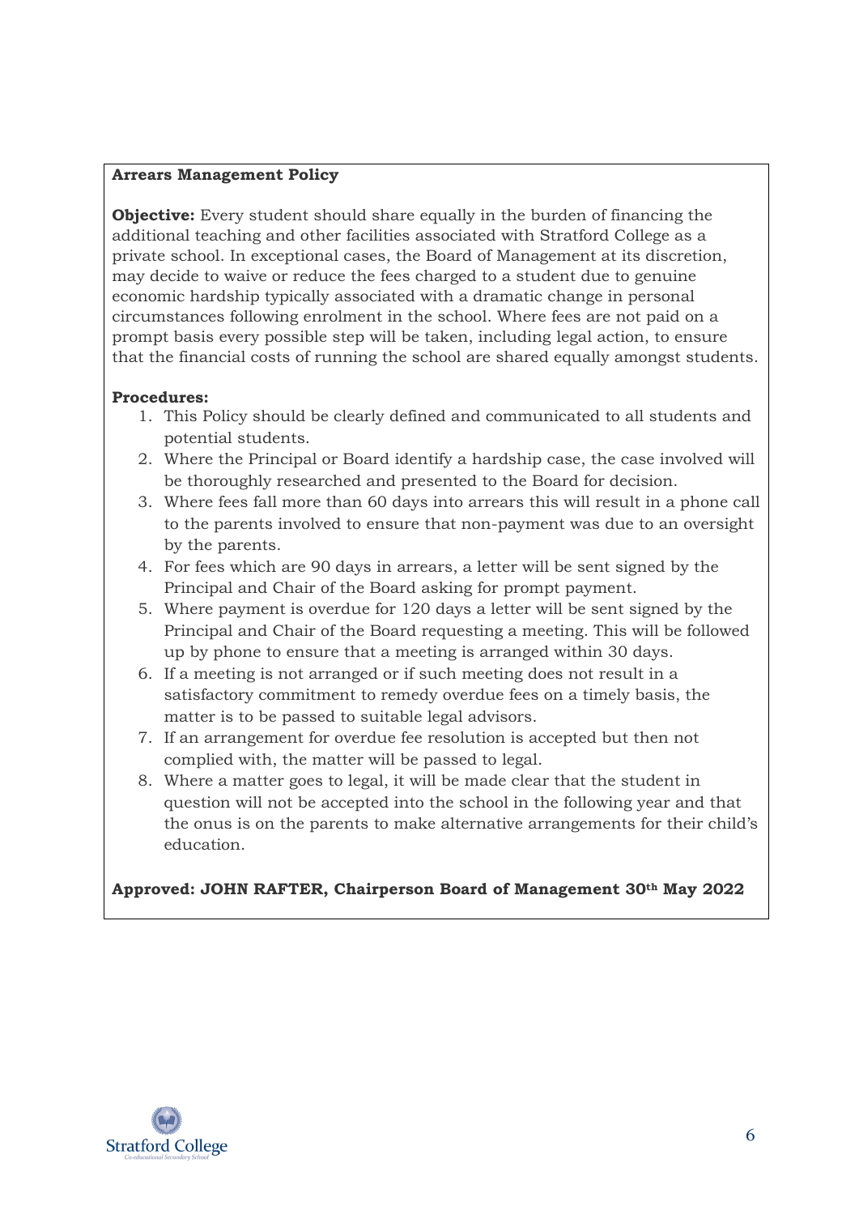## Arrears Management Policy

**Objective:** Every student should share equally in the burden of financing the additional teaching and other facilities associated with Stratford College as a private school. In exceptional cases, the Board of Management at its discretion, may decide to waive or reduce the fees charged to a student due to genuine economic hardship typically associated with a dramatic change in personal circumstances following enrolment in the school. Where fees are not paid on a prompt basis every possible step will be taken, including legal action, to ensure that the financial costs of running the school are shared equally amongst students.

**Procedures:**

1. This Policy should be clearly defined and communicated to all students and potential students.
2. Where the Principal or Board identify a hardship case, the case involved will be thoroughly researched and presented to the Board for decision.
3. Where fees fall more than 60 days into arrears this will result in a phone call to the parents involved to ensure that non-payment was due to an oversight by the parents.
4. For fees which are 90 days in arrears, a letter will be sent signed by the Principal and Chair of the Board asking for prompt payment.
5. Where payment is overdue for 120 days a letter will be sent signed by the Principal and Chair of the Board requesting a meeting. This will be followed up by phone to ensure that a meeting is arranged within 30 days.
6. If a meeting is not arranged or if such meeting does not result in a satisfactory commitment to remedy overdue fees on a timely basis, the matter is to be passed to suitable legal advisors.
7. If an arrangement for overdue fee resolution is accepted but then not complied with, the matter will be passed to legal.
8. Where a matter goes to legal, it will be made clear that the student in question will not be accepted into the school in the following year and that the onus is on the parents to make alternative arrangements for their child's education.

**Approved: JOHN RAFTER, Chairperson Board of Management 30th May 2022**